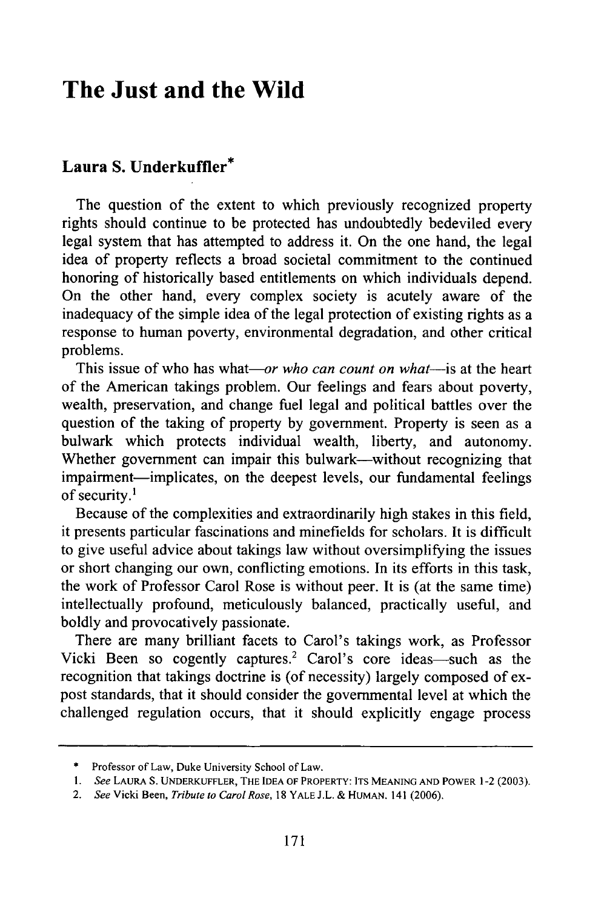# The Just and the Wild

## Laura S. Underkuffler*

The question of the extent to which previously recognized property rights should continue to be protected has undoubtedly bedeviled every legal system that has attempted to address it. On the one hand, the legal idea of property reflects a broad societal commitment to the continued honoring of historically based entitlements on which individuals depend. On the other hand, every complex society is acutely aware of the inadequacy of the simple idea of the legal protection of existing rights as a response to human poverty, environmental degradation, and other critical problems.

This issue of who has what—*or who can count on what*—is at the heart of the American takings problem. Our feelings and fears about poverty, wealth, preservation, and change fuel legal and political battles over the question of the taking of property by government. Property is seen as a bulwark which protects individual wealth, liberty, and autonomy. Whether government can impair this bulwark—without recognizing that impairment—implicates, on the deepest levels, our fundamental feelings of security.[1]

Because of the complexities and extraordinarily high stakes in this field, it presents particular fascinations and minefields for scholars. It is difficult to give useful advice about takings law without oversimplifying the issues or short changing our own, conflicting emotions. In its efforts in this task, the work of Professor Carol Rose is without peer. It is (at the same time) intellectually profound, meticulously balanced, practically useful, and boldly and provocatively passionate.

There are many brilliant facets to Carol's takings work, as Professor Vicki Been so cogently captures.[2] Carol's core ideas—such as the recognition that takings doctrine is (of necessity) largely composed of ex-post standards, that it should consider the governmental level at which the challenged regulation occurs, that it should explicitly engage process

---

\* Professor of Law, Duke University School of Law.

1. *See* LAURA S. UNDERKUFFLER, THE IDEA OF PROPERTY: ITS MEANING AND POWER 1-2 (2003).

2. *See* Vicki Been, *Tribute to Carol Rose*, 18 YALE J.L. & HUMAN. 141 (2006).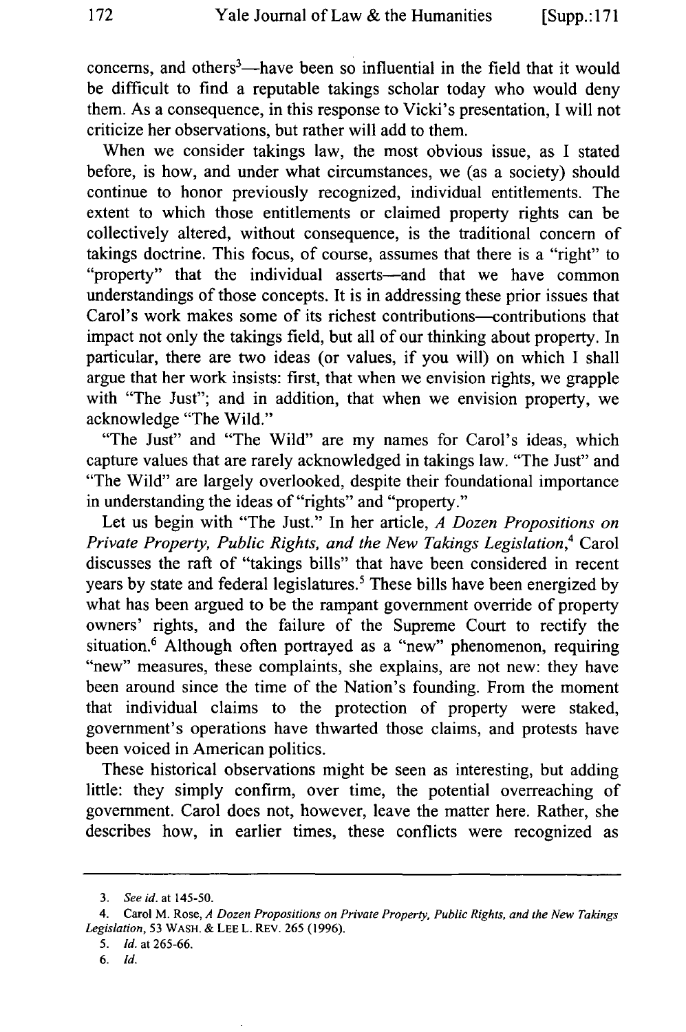concerns, and others[3]—have been so influential in the field that it would be difficult to find a reputable takings scholar today who would deny them. As a consequence, in this response to Vicki's presentation, I will not criticize her observations, but rather will add to them.

When we consider takings law, the most obvious issue, as I stated before, is how, and under what circumstances, we (as a society) should continue to honor previously recognized, individual entitlements. The extent to which those entitlements or claimed property rights can be collectively altered, without consequence, is the traditional concern of takings doctrine. This focus, of course, assumes that there is a "right" to "property" that the individual asserts—and that we have common understandings of those concepts. It is in addressing these prior issues that Carol's work makes some of its richest contributions—contributions that impact not only the takings field, but all of our thinking about property. In particular, there are two ideas (or values, if you will) on which I shall argue that her work insists: first, that when we envision rights, we grapple with "The Just"; and in addition, that when we envision property, we acknowledge "The Wild."

"The Just" and "The Wild" are my names for Carol's ideas, which capture values that are rarely acknowledged in takings law. "The Just" and "The Wild" are largely overlooked, despite their foundational importance in understanding the ideas of "rights" and "property."

Let us begin with "The Just." In her article, *A Dozen Propositions on Private Property, Public Rights, and the New Takings Legislation*,[4] Carol discusses the raft of "takings bills" that have been considered in recent years by state and federal legislatures.[5] These bills have been energized by what has been argued to be the rampant government override of property owners' rights, and the failure of the Supreme Court to rectify the situation.[6] Although often portrayed as a "new" phenomenon, requiring "new" measures, these complaints, she explains, are not new: they have been around since the time of the Nation's founding. From the moment that individual claims to the protection of property were staked, government's operations have thwarted those claims, and protests have been voiced in American politics.

These historical observations might be seen as interesting, but adding little: they simply confirm, over time, the potential overreaching of government. Carol does not, however, leave the matter here. Rather, she describes how, in earlier times, these conflicts were recognized as

---

3. *See id.* at 145-50.

4. Carol M. Rose, *A Dozen Propositions on Private Property, Public Rights, and the New Takings Legislation*, 53 WASH. & LEE L. REV. 265 (1996).

5. *Id.* at 265-66.

6. *Id.*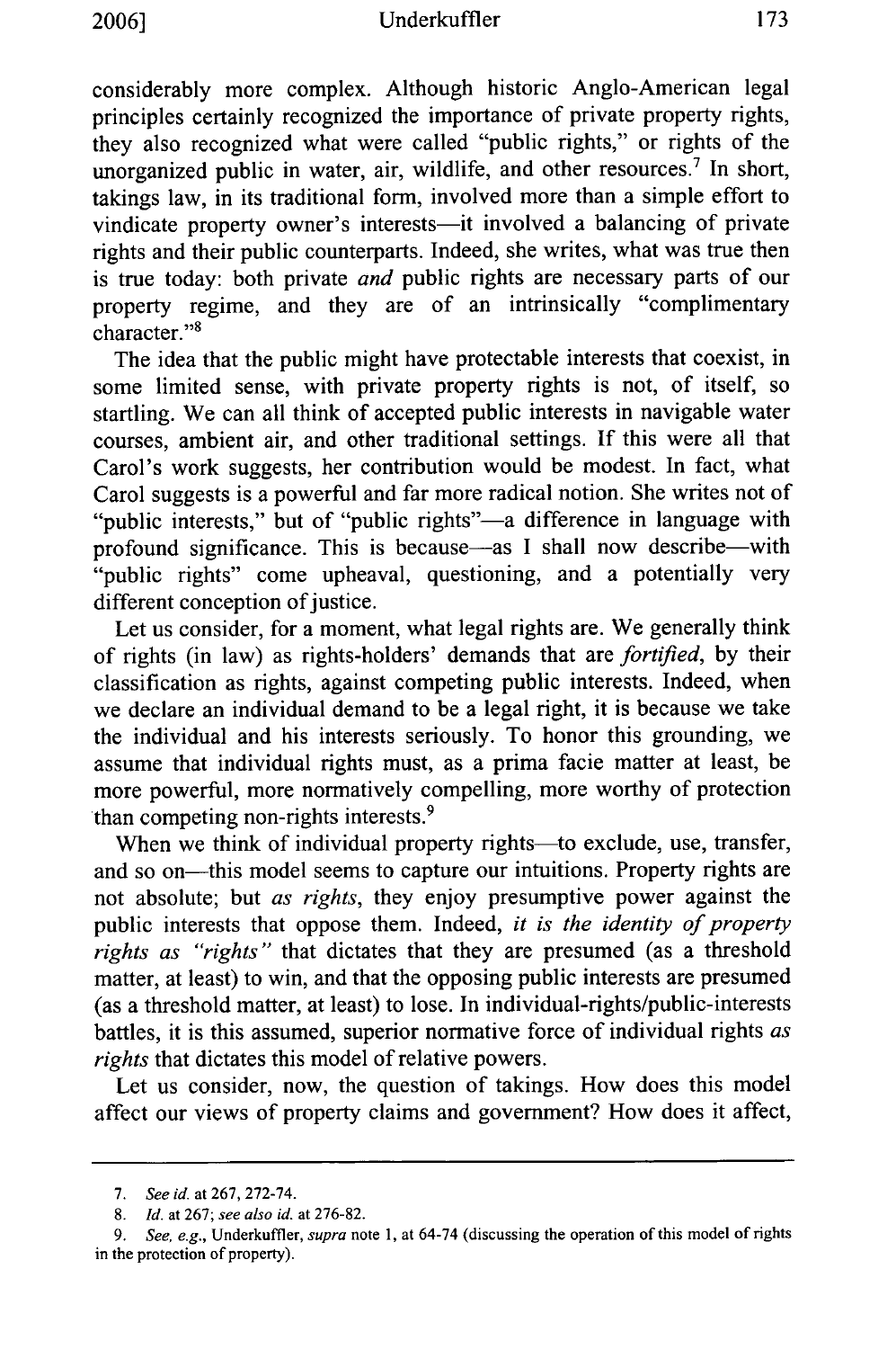considerably more complex. Although historic Anglo-American legal principles certainly recognized the importance of private property rights, they also recognized what were called "public rights," or rights of the unorganized public in water, air, wildlife, and other resources.[7] In short, takings law, in its traditional form, involved more than a simple effort to vindicate property owner's interests—it involved a balancing of private rights and their public counterparts. Indeed, she writes, what was true then is true today: both private *and* public rights are necessary parts of our property regime, and they are of an intrinsically "complimentary character."[8]

The idea that the public might have protectable interests that coexist, in some limited sense, with private property rights is not, of itself, so startling. We can all think of accepted public interests in navigable water courses, ambient air, and other traditional settings. If this were all that Carol's work suggests, her contribution would be modest. In fact, what Carol suggests is a powerful and far more radical notion. She writes not of "public interests," but of "public rights"—a difference in language with profound significance. This is because—as I shall now describe—with "public rights" come upheaval, questioning, and a potentially very different conception of justice.

Let us consider, for a moment, what legal rights are. We generally think of rights (in law) as rights-holders' demands that are *fortified*, by their classification as rights, against competing public interests. Indeed, when we declare an individual demand to be a legal right, it is because we take the individual and his interests seriously. To honor this grounding, we assume that individual rights must, as a prima facie matter at least, be more powerful, more normatively compelling, more worthy of protection than competing non-rights interests.[9]

When we think of individual property rights—to exclude, use, transfer, and so on—this model seems to capture our intuitions. Property rights are not absolute; but *as rights*, they enjoy presumptive power against the public interests that oppose them. Indeed, *it is the identity of property rights as "rights"* that dictates that they are presumed (as a threshold matter, at least) to win, and that the opposing public interests are presumed (as a threshold matter, at least) to lose. In individual-rights/public-interests battles, it is this assumed, superior normative force of individual rights *as rights* that dictates this model of relative powers.

Let us consider, now, the question of takings. How does this model affect our views of property claims and government? How does it affect,

---

7. *See id.* at 267, 272-74.

8. *Id.* at 267; *see also id.* at 276-82.

9. *See, e.g.*, Underkuffler, *supra* note 1, at 64-74 (discussing the operation of this model of rights in the protection of property).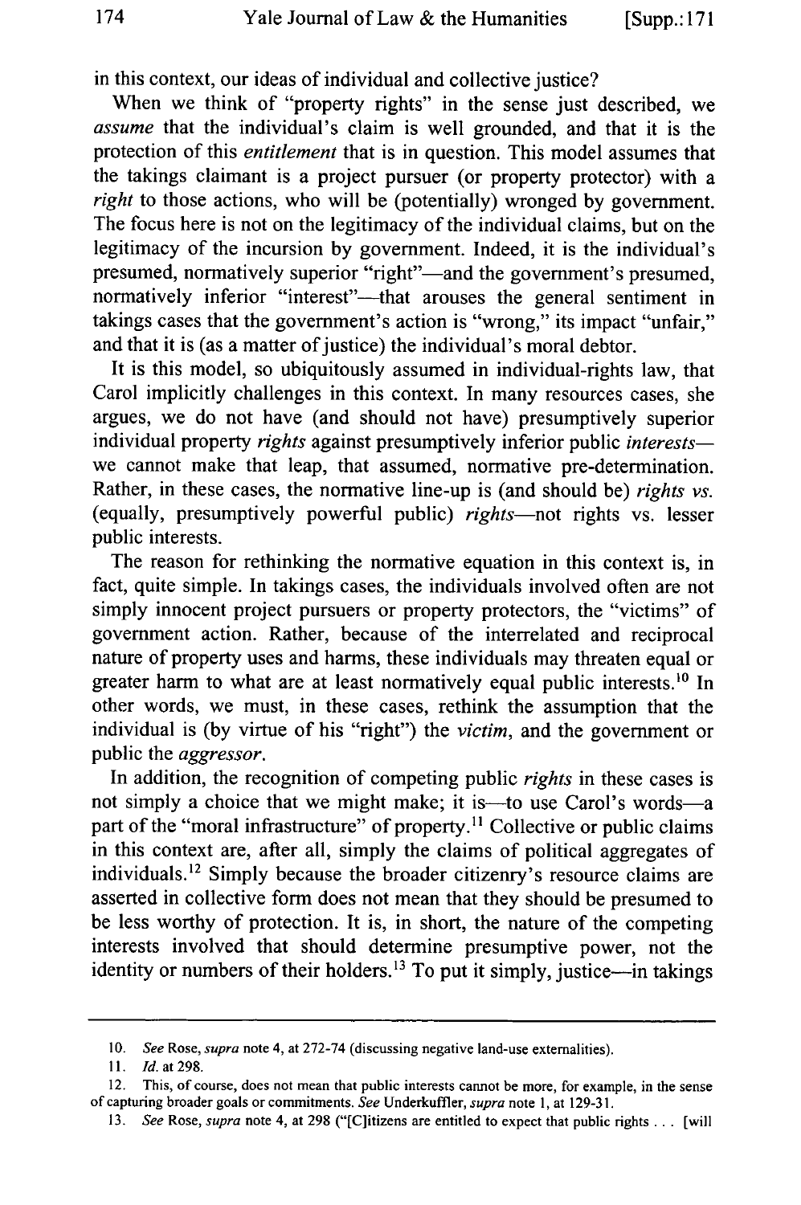in this context, our ideas of individual and collective justice?

When we think of "property rights" in the sense just described, we *assume* that the individual's claim is well grounded, and that it is the protection of this *entitlement* that is in question. This model assumes that the takings claimant is a project pursuer (or property protector) with a *right* to those actions, who will be (potentially) wronged by government. The focus here is not on the legitimacy of the individual claims, but on the legitimacy of the incursion by government. Indeed, it is the individual's presumed, normatively superior "right"—and the government's presumed, normatively inferior "interest"—that arouses the general sentiment in takings cases that the government's action is "wrong," its impact "unfair," and that it is (as a matter of justice) the individual's moral debtor.

It is this model, so ubiquitously assumed in individual-rights law, that Carol implicitly challenges in this context. In many resources cases, she argues, we do not have (and should not have) presumptively superior individual property *rights* against presumptively inferior public *interests*—we cannot make that leap, that assumed, normative pre-determination. Rather, in these cases, the normative line-up is (and should be) *rights vs.* (equally, presumptively powerful public) *rights*—not rights vs. lesser public interests.

The reason for rethinking the normative equation in this context is, in fact, quite simple. In takings cases, the individuals involved often are not simply innocent project pursuers or property protectors, the "victims" of government action. Rather, because of the interrelated and reciprocal nature of property uses and harms, these individuals may threaten equal or greater harm to what are at least normatively equal public interests.[10] In other words, we must, in these cases, rethink the assumption that the individual is (by virtue of his "right") the *victim*, and the government or public the *aggressor*.

In addition, the recognition of competing public *rights* in these cases is not simply a choice that we might make; it is—to use Carol's words—a part of the "moral infrastructure" of property.[11] Collective or public claims in this context are, after all, simply the claims of political aggregates of individuals.[12] Simply because the broader citizenry's resource claims are asserted in collective form does not mean that they should be presumed to be less worthy of protection. It is, in short, the nature of the competing interests involved that should determine presumptive power, not the identity or numbers of their holders.[13] To put it simply, justice—in takings

---

10. *See* Rose, *supra* note 4, at 272-74 (discussing negative land-use externalities).

11. *Id.* at 298.

12. This, of course, does not mean that public interests cannot be more, for example, in the sense of capturing broader goals or commitments. *See* Underkuffler, *supra* note 1, at 129-31.

13. *See* Rose, *supra* note 4, at 298 ("[C]itizens are entitled to expect that public rights . . . [will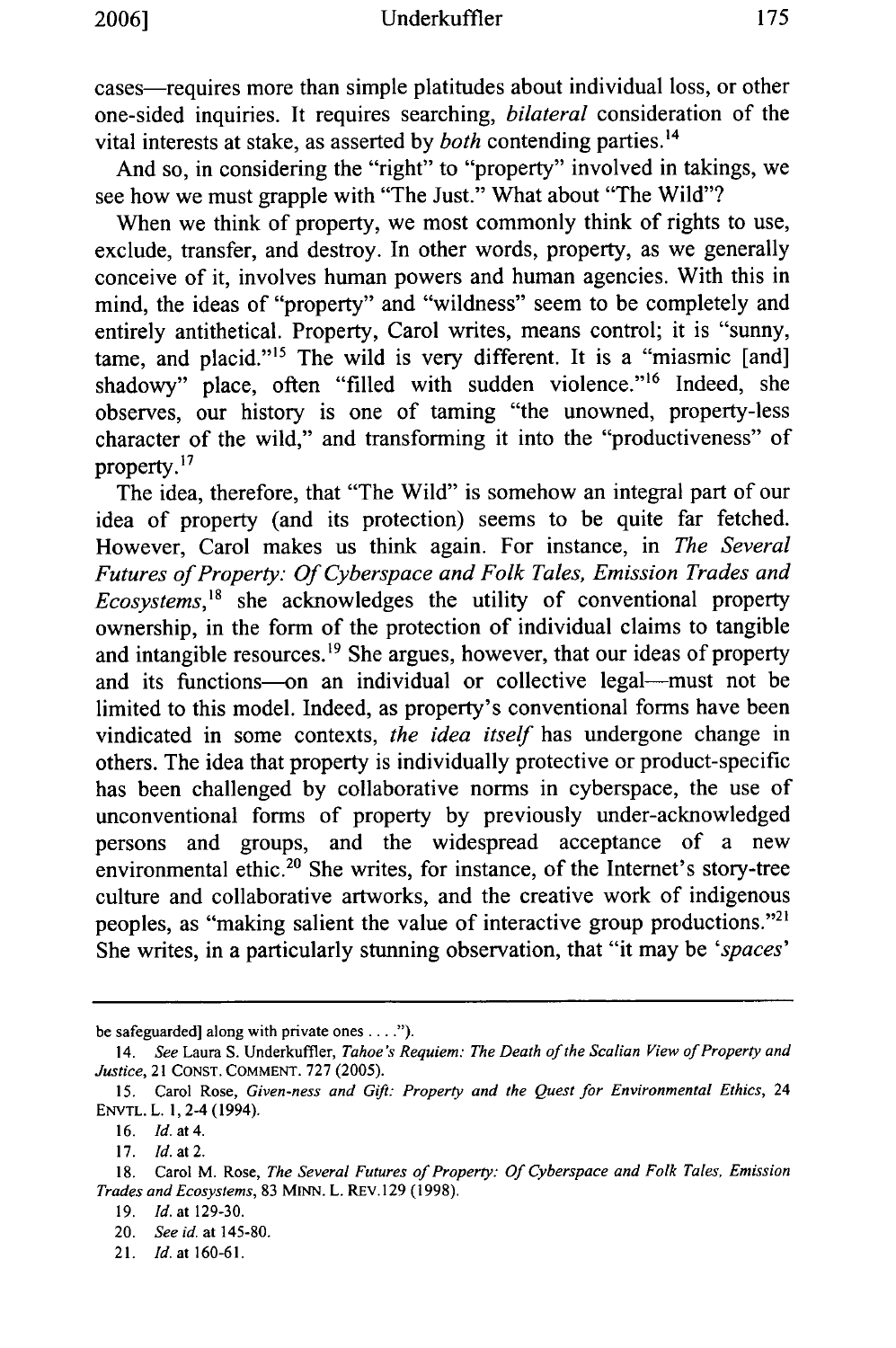cases—requires more than simple platitudes about individual loss, or other one-sided inquiries. It requires searching, *bilateral* consideration of the vital interests at stake, as asserted by *both* contending parties.[14]

And so, in considering the "right" to "property" involved in takings, we see how we must grapple with "The Just." What about "The Wild"?

When we think of property, we most commonly think of rights to use, exclude, transfer, and destroy. In other words, property, as we generally conceive of it, involves human powers and human agencies. With this in mind, the ideas of "property" and "wildness" seem to be completely and entirely antithetical. Property, Carol writes, means control; it is "sunny, tame, and placid."[15] The wild is very different. It is a "miasmic [and] shadowy" place, often "filled with sudden violence."[16] Indeed, she observes, our history is one of taming "the unowned, property-less character of the wild," and transforming it into the "productiveness" of property.[17]

The idea, therefore, that "The Wild" is somehow an integral part of our idea of property (and its protection) seems to be quite far fetched. However, Carol makes us think again. For instance, in *The Several Futures of Property: Of Cyberspace and Folk Tales, Emission Trades and Ecosystems*,[18] she acknowledges the utility of conventional property ownership, in the form of the protection of individual claims to tangible and intangible resources.[19] She argues, however, that our ideas of property and its functions—on an individual or collective legal—must not be limited to this model. Indeed, as property's conventional forms have been vindicated in some contexts, *the idea itself* has undergone change in others. The idea that property is individually protective or product-specific has been challenged by collaborative norms in cyberspace, the use of unconventional forms of property by previously under-acknowledged persons and groups, and the widespread acceptance of a new environmental ethic.[20] She writes, for instance, of the Internet's story-tree culture and collaborative artworks, and the creative work of indigenous peoples, as "making salient the value of interactive group productions."[21] She writes, in a particularly stunning observation, that "it may be '*spaces*'

---

be safeguarded] along with private ones . . . .").

14. *See* Laura S. Underkuffler, *Tahoe's Requiem: The Death of the Scalian View of Property and Justice*, 21 CONST. COMMENT. 727 (2005).

15. Carol Rose, *Given-ness and Gift: Property and the Quest for Environmental Ethics*, 24 ENVTL. L. 1, 2-4 (1994).

16. *Id.* at 4.

17. *Id.* at 2.

18. Carol M. Rose, *The Several Futures of Property: Of Cyberspace and Folk Tales, Emission Trades and Ecosystems*, 83 MINN. L. REV.129 (1998).

19. *Id.* at 129-30.

20. *See id.* at 145-80.

21. *Id.* at 160-61.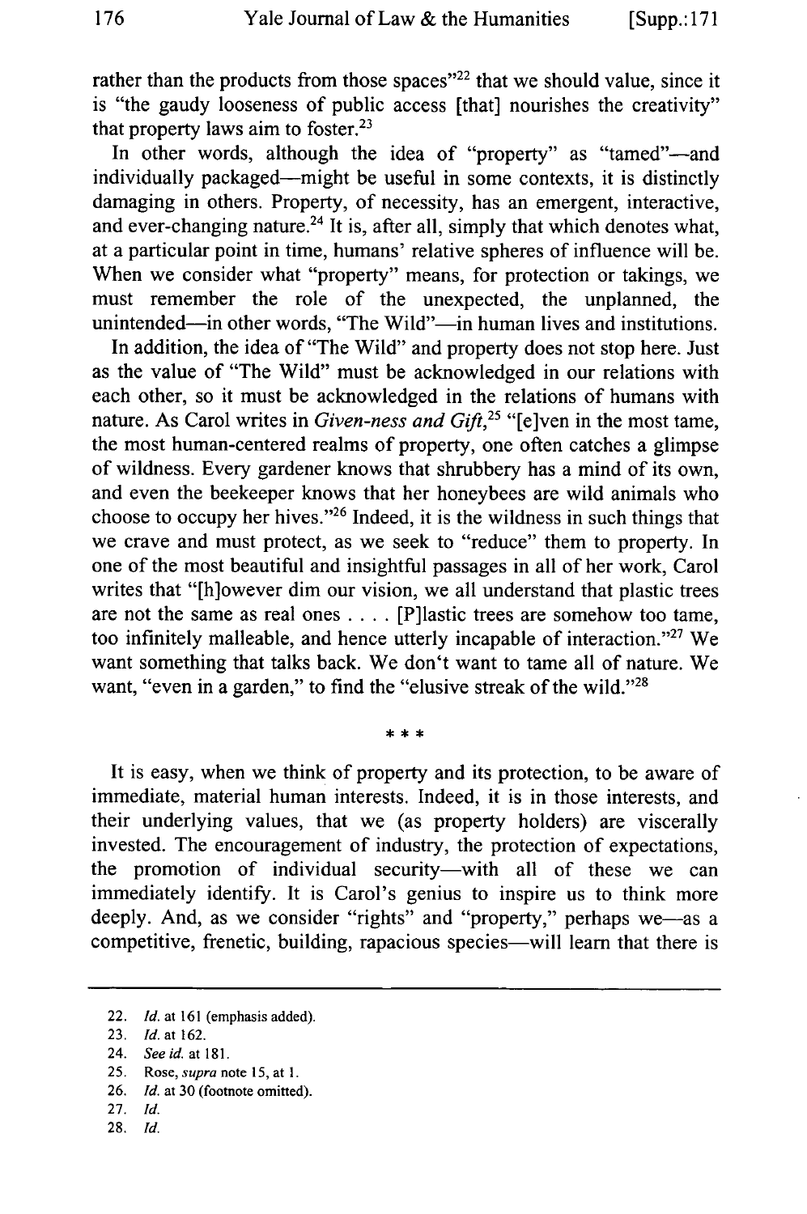rather than the products from those spaces"[22] that we should value, since it is "the gaudy looseness of public access [that] nourishes the creativity" that property laws aim to foster.[23]

In other words, although the idea of "property" as "tamed"—and individually packaged—might be useful in some contexts, it is distinctly damaging in others. Property, of necessity, has an emergent, interactive, and ever-changing nature.[24] It is, after all, simply that which denotes what, at a particular point in time, humans' relative spheres of influence will be. When we consider what "property" means, for protection or takings, we must remember the role of the unexpected, the unplanned, the unintended—in other words, "The Wild"—in human lives and institutions.

In addition, the idea of "The Wild" and property does not stop here. Just as the value of "The Wild" must be acknowledged in our relations with each other, so it must be acknowledged in the relations of humans with nature. As Carol writes in *Given-ness and Gift*,[25] "[e]ven in the most tame, the most human-centered realms of property, one often catches a glimpse of wildness. Every gardener knows that shrubbery has a mind of its own, and even the beekeeper knows that her honeybees are wild animals who choose to occupy her hives."[26] Indeed, it is the wildness in such things that we crave and must protect, as we seek to "reduce" them to property. In one of the most beautiful and insightful passages in all of her work, Carol writes that "[h]owever dim our vision, we all understand that plastic trees are not the same as real ones . . . . [P]lastic trees are somehow too tame, too infinitely malleable, and hence utterly incapable of interaction."[27] We want something that talks back. We don't want to tame all of nature. We want, "even in a garden," to find the "elusive streak of the wild."[28]

\* \* \*

It is easy, when we think of property and its protection, to be aware of immediate, material human interests. Indeed, it is in those interests, and their underlying values, that we (as property holders) are viscerally invested. The encouragement of industry, the protection of expectations, the promotion of individual security—with all of these we can immediately identify. It is Carol's genius to inspire us to think more deeply. And, as we consider "rights" and "property," perhaps we—as a competitive, frenetic, building, rapacious species—will learn that there is

---

22. *Id.* at 161 (emphasis added).
23. *Id.* at 162.
24. *See id.* at 181.
25. Rose, *supra* note 15, at 1.
26. *Id.* at 30 (footnote omitted).
27. *Id.*
28. *Id.*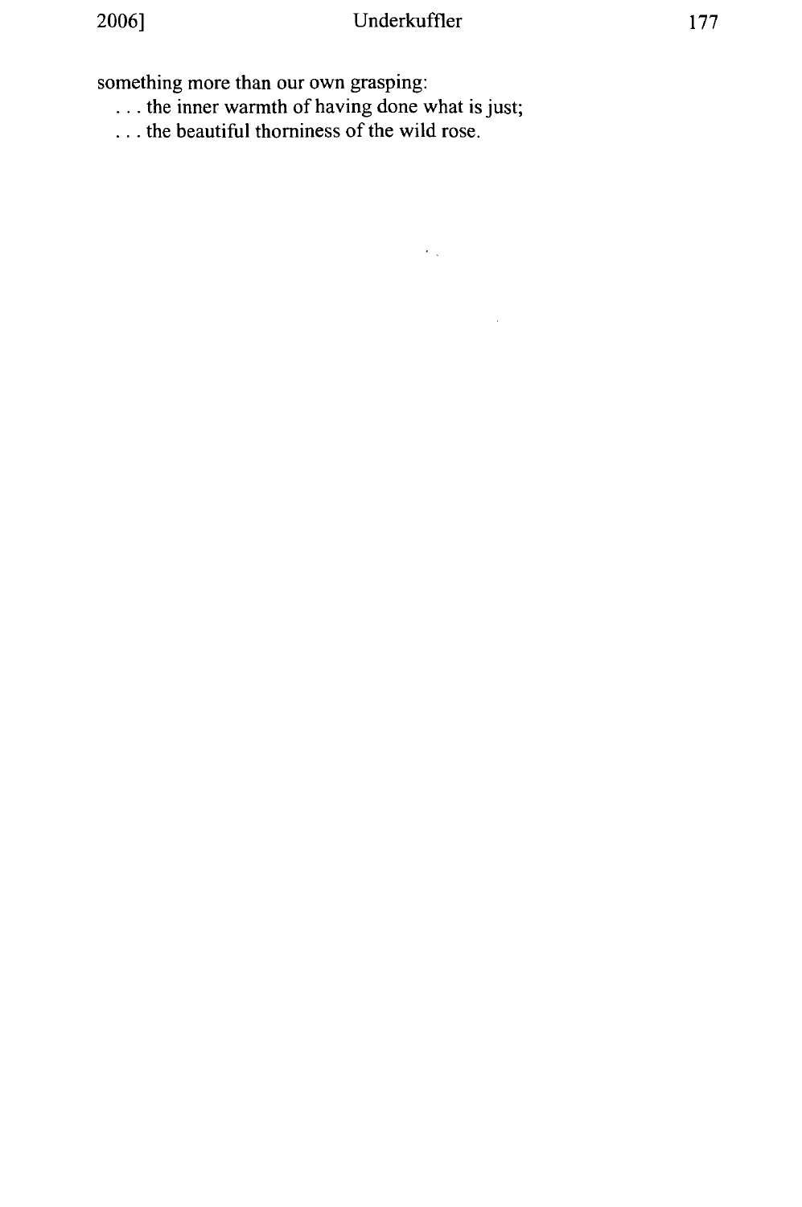something more than our own grasping:

. . . the inner warmth of having done what is just;

. . . the beautiful thorniness of the wild rose.